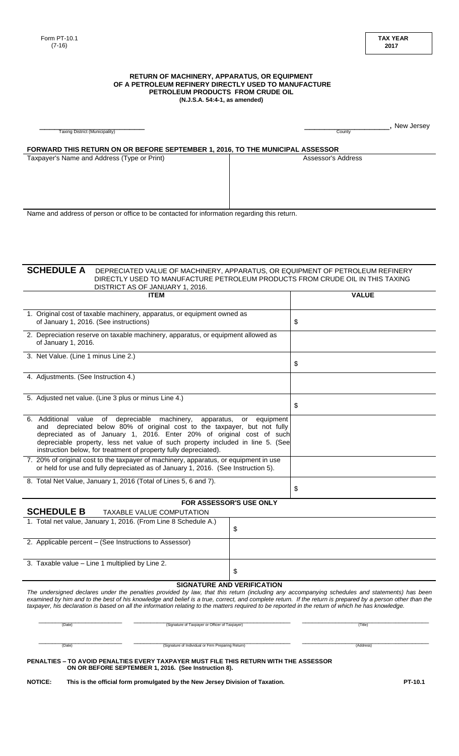Form PT-10.1
(7-16)

**TAX YEAR**
**2017**

**RETURN OF MACHINERY, APPARATUS, OR EQUIPMENT**
**OF A PETROLEUM REFINERY DIRECTLY USED TO MANUFACTURE**
**PETROLEUM PRODUCTS FROM CRUDE OIL**
**(N.J.S.A. 54:4-1, as amended)**

______________________________ Taxing District (Municipality)

______________________, New Jersey
County

**FORWARD THIS RETURN ON OR BEFORE SEPTEMBER 1, 2016, TO THE MUNICIPAL ASSESSOR**

| Taxpayer's Name and Address (Type or Print) | Assessor's Address |
|---|---|
| | |

Name and address of person or office to be contacted for information regarding this return.

**SCHEDULE A** DEPRECIATED VALUE OF MACHINERY, APPARATUS, OR EQUIPMENT OF PETROLEUM REFINERY DIRECTLY USED TO MANUFACTURE PETROLEUM PRODUCTS FROM CRUDE OIL IN THIS TAXING DISTRICT AS OF JANUARY 1, 2016.

| ITEM | VALUE |
|---|---|
| 1. Original cost of taxable machinery, apparatus, or equipment owned as of January 1, 2016. (See instructions) | $ |
| 2. Depreciation reserve on taxable machinery, apparatus, or equipment allowed as of January 1, 2016. | |
| 3. Net Value. (Line 1 minus Line 2.) | $ |
| 4. Adjustments. (See Instruction 4.) | |
| 5. Adjusted net value. (Line 3 plus or minus Line 4.) | $ |
| 6. Additional value of depreciable machinery, apparatus, or equipment and depreciated below 80% of original cost to the taxpayer, but not fully depreciated as of January 1, 2016. Enter 20% of original cost of such depreciable property, less net value of such property included in line 5. (See instruction below, for treatment of property fully depreciated). | |
| 7. 20% of original cost to the taxpayer of machinery, apparatus, or equipment in use or held for use and fully depreciated as of January 1, 2016. (See Instruction 5). | |
| 8. Total Net Value, January 1, 2016 (Total of Lines 5, 6 and 7). | $ |

**FOR ASSESSOR'S USE ONLY**

**SCHEDULE B** TAXABLE VALUE COMPUTATION

| | |
|---|---|
| 1. Total net value, January 1, 2016. (From Line 8 Schedule A.) | $ |
| 2. Applicable percent – (See Instructions to Assessor) | |
| 3. Taxable value – Line 1 multiplied by Line 2. | $ |

**SIGNATURE AND VERIFICATION**

*The undersigned declares under the penalties provided by law, that this return (including any accompanying schedules and statements) has been examined by him and to the best of his knowledge and belief is a true, correct, and complete return. If the return is prepared by a person other than the taxpayer, his declaration is based on all the information relating to the matters required to be reported in the return of which he has knowledge.*

| (Date) | (Signature of Taxpayer or Officer of Taxpayer) | (Title) |
|---|---|---|
| (Date) | (Signature of Individual or Firm Preparing Return) | (Address) |

**PENALTIES – TO AVOID PENALTIES EVERY TAXPAYER MUST FILE THIS RETURN WITH THE ASSESSOR ON OR BEFORE SEPTEMBER 1, 2016. (See Instruction 8).**

**NOTICE: This is the official form promulgated by the New Jersey Division of Taxation.** **PT-10.1**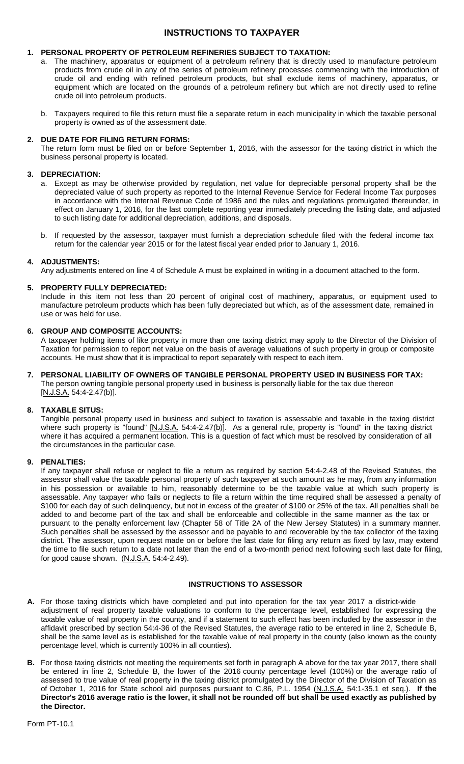# INSTRUCTIONS TO TAXPAYER

**1. PERSONAL PROPERTY OF PETROLEUM REFINERIES SUBJECT TO TAXATION:**

a. The machinery, apparatus or equipment of a petroleum refinery that is directly used to manufacture petroleum products from crude oil in any of the series of petroleum refinery processes commencing with the introduction of crude oil and ending with refined petroleum products, but shall exclude items of machinery, apparatus, or equipment which are located on the grounds of a petroleum refinery but which are not directly used to refine crude oil into petroleum products.

b. Taxpayers required to file this return must file a separate return in each municipality in which the taxable personal property is owned as of the assessment date.

**2. DUE DATE FOR FILING RETURN FORMS:**

The return form must be filed on or before September 1, 2016, with the assessor for the taxing district in which the business personal property is located.

**3. DEPRECIATION:**

a. Except as may be otherwise provided by regulation, net value for depreciable personal property shall be the depreciated value of such property as reported to the Internal Revenue Service for Federal Income Tax purposes in accordance with the Internal Revenue Code of 1986 and the rules and regulations promulgated thereunder, in effect on January 1, 2016, for the last complete reporting year immediately preceding the listing date, and adjusted to such listing date for additional depreciation, additions, and disposals.

b. If requested by the assessor, taxpayer must furnish a depreciation schedule filed with the federal income tax return for the calendar year 2015 or for the latest fiscal year ended prior to January 1, 2016.

**4. ADJUSTMENTS:**

Any adjustments entered on line 4 of Schedule A must be explained in writing in a document attached to the form.

**5. PROPERTY FULLY DEPRECIATED:**

Include in this item not less than 20 percent of original cost of machinery, apparatus, or equipment used to manufacture petroleum products which has been fully depreciated but which, as of the assessment date, remained in use or was held for use.

**6. GROUP AND COMPOSITE ACCOUNTS:**

A taxpayer holding items of like property in more than one taxing district may apply to the Director of the Division of Taxation for permission to report net value on the basis of average valuations of such property in group or composite accounts. He must show that it is impractical to report separately with respect to each item.

**7. PERSONAL LIABILITY OF OWNERS OF TANGIBLE PERSONAL PROPERTY USED IN BUSINESS FOR TAX:**

The person owning tangible personal property used in business is personally liable for the tax due thereon [N.J.S.A. 54:4-2.47(b)].

**8. TAXABLE SITUS:**

Tangible personal property used in business and subject to taxation is assessable and taxable in the taxing district where such property is "found" [N.J.S.A. 54:4-2.47(b)]. As a general rule, property is "found" in the taxing district where it has acquired a permanent location. This is a question of fact which must be resolved by consideration of all the circumstances in the particular case.

**9. PENALTIES:**

If any taxpayer shall refuse or neglect to file a return as required by section 54:4-2.48 of the Revised Statutes, the assessor shall value the taxable personal property of such taxpayer at such amount as he may, from any information in his possession or available to him, reasonably determine to be the taxable value at which such property is assessable. Any taxpayer who fails or neglects to file a return within the time required shall be assessed a penalty of $100 for each day of such delinquency, but not in excess of the greater of $100 or 25% of the tax. All penalties shall be added to and become part of the tax and shall be enforceable and collectible in the same manner as the tax or pursuant to the penalty enforcement law (Chapter 58 of Title 2A of the New Jersey Statutes) in a summary manner. Such penalties shall be assessed by the assessor and be payable to and recoverable by the tax collector of the taxing district. The assessor, upon request made on or before the last date for filing any return as fixed by law, may extend the time to file such return to a date not later than the end of a two-month period next following such last date for filing, for good cause shown. (N.J.S.A. 54:4-2.49).

# INSTRUCTIONS TO ASSESSOR

**A.** For those taxing districts which have completed and put into operation for the tax year 2017 a district-wide adjustment of real property taxable valuations to conform to the percentage level, established for expressing the taxable value of real property in the county, and if a statement to such effect has been included by the assessor in the affidavit prescribed by section 54:4-36 of the Revised Statutes, the average ratio to be entered in line 2, Schedule B, shall be the same level as is established for the taxable value of real property in the county (also known as the county percentage level, which is currently 100% in all counties).

**B.** For those taxing districts not meeting the requirements set forth in paragraph A above for the tax year 2017, there shall be entered in line 2, Schedule B, the lower of the 2016 county percentage level (100%) or the average ratio of assessed to true value of real property in the taxing district promulgated by the Director of the Division of Taxation as of October 1, 2016 for State school aid purposes pursuant to C.86, P.L. 1954 (N.J.S.A. 54:1-35.1 et seq.). **If the Director's 2016 average ratio is the lower, it shall not be rounded off but shall be used exactly as published by the Director.**

Form PT-10.1